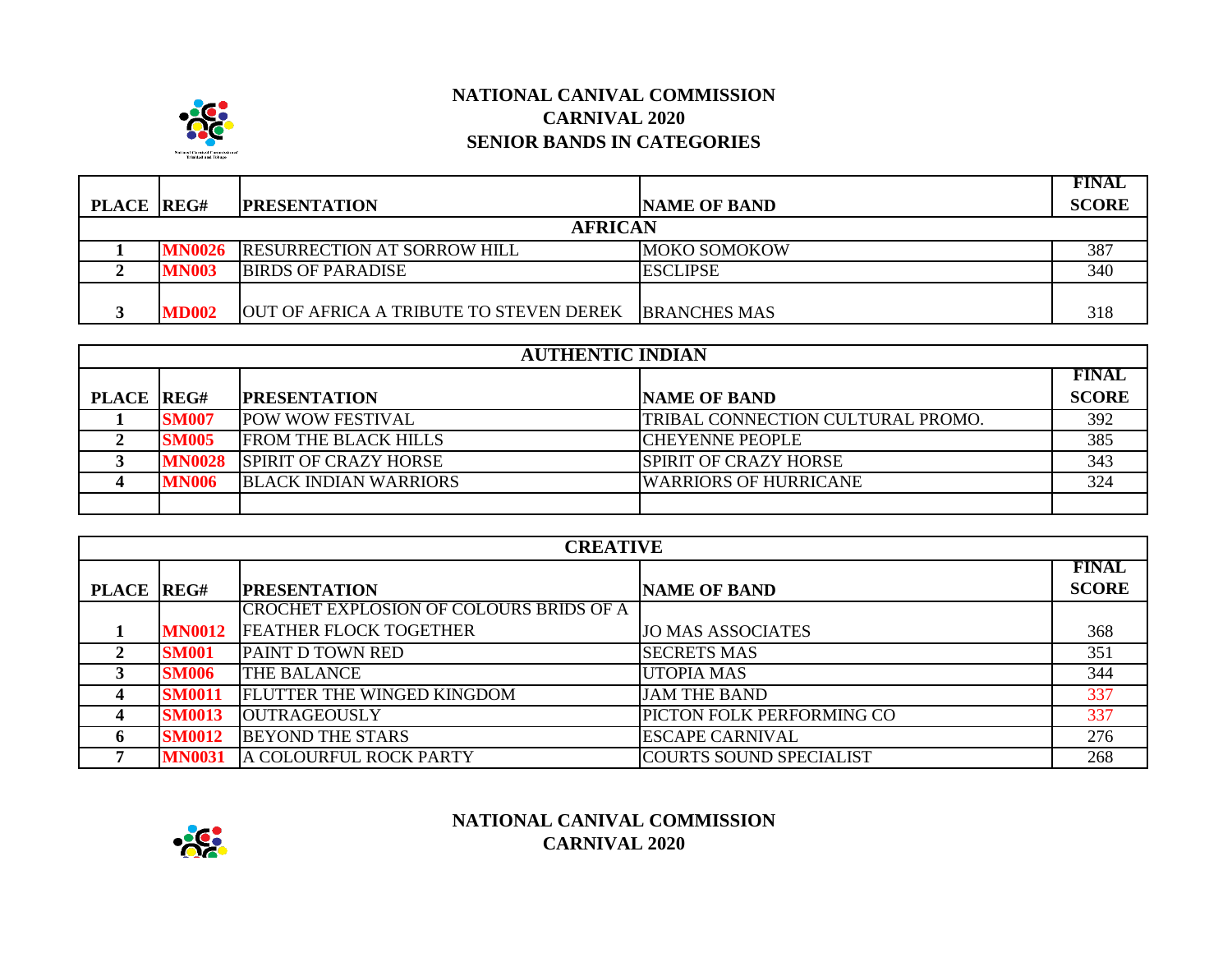# NATIONAL CANIVAL COMMISSION
# CARNIVAL 2020
# SENIOR BANDS IN CATEGORIES

| PLACE | REG# | PRESENTATION | NAME OF BAND | FINAL SCORE |
|---|---|---|---|---|
| **AFRICAN** | | | | |
| 1 | MN0026 | RESURRECTION AT SORROW HILL | MOKO SOMOKOW | 387 |
| 2 | MN003 | BIRDS OF PARADISE | ESCLIPSE | 340 |
| 3 | MD002 | OUT OF AFRICA A TRIBUTE TO STEVEN DEREK | BRANCHES MAS | 318 |

| PLACE | REG# | PRESENTATION | NAME OF BAND | FINAL SCORE |
|---|---|---|---|---|
| **AUTHENTIC INDIAN** | | | | |
| 1 | SM007 | POW WOW FESTIVAL | TRIBAL CONNECTION CULTURAL PROMO. | 392 |
| 2 | SM005 | FROM THE BLACK HILLS | CHEYENNE PEOPLE | 385 |
| 3 | MN0028 | SPIRIT OF CRAZY HORSE | SPIRIT OF CRAZY HORSE | 343 |
| 4 | MN006 | BLACK INDIAN WARRIORS | WARRIORS OF HURRICANE | 324 |
| | | | | |

| PLACE | REG# | PRESENTATION | NAME OF BAND | FINAL SCORE |
|---|---|---|---|---|
| **CREATIVE** | | | | |
| 1 | MN0012 | CROCHET EXPLOSION OF COLOURS BRIDS OF A FEATHER FLOCK TOGETHER | JO MAS ASSOCIATES | 368 |
| 2 | SM001 | PAINT D TOWN RED | SECRETS MAS | 351 |
| 3 | SM006 | THE BALANCE | UTOPIA MAS | 344 |
| 4 | SM0011 | FLUTTER THE WINGED KINGDOM | JAM THE BAND | 337 |
| 4 | SM0013 | OUTRAGEOUSLY | PICTON FOLK PERFORMING CO | 337 |
| 6 | SM0012 | BEYOND THE STARS | ESCAPE CARNIVAL | 276 |
| 7 | MN0031 | A COLOURFUL ROCK PARTY | COURTS SOUND SPECIALIST | 268 |

# NATIONAL CANIVAL COMMISSION
# CARNIVAL 2020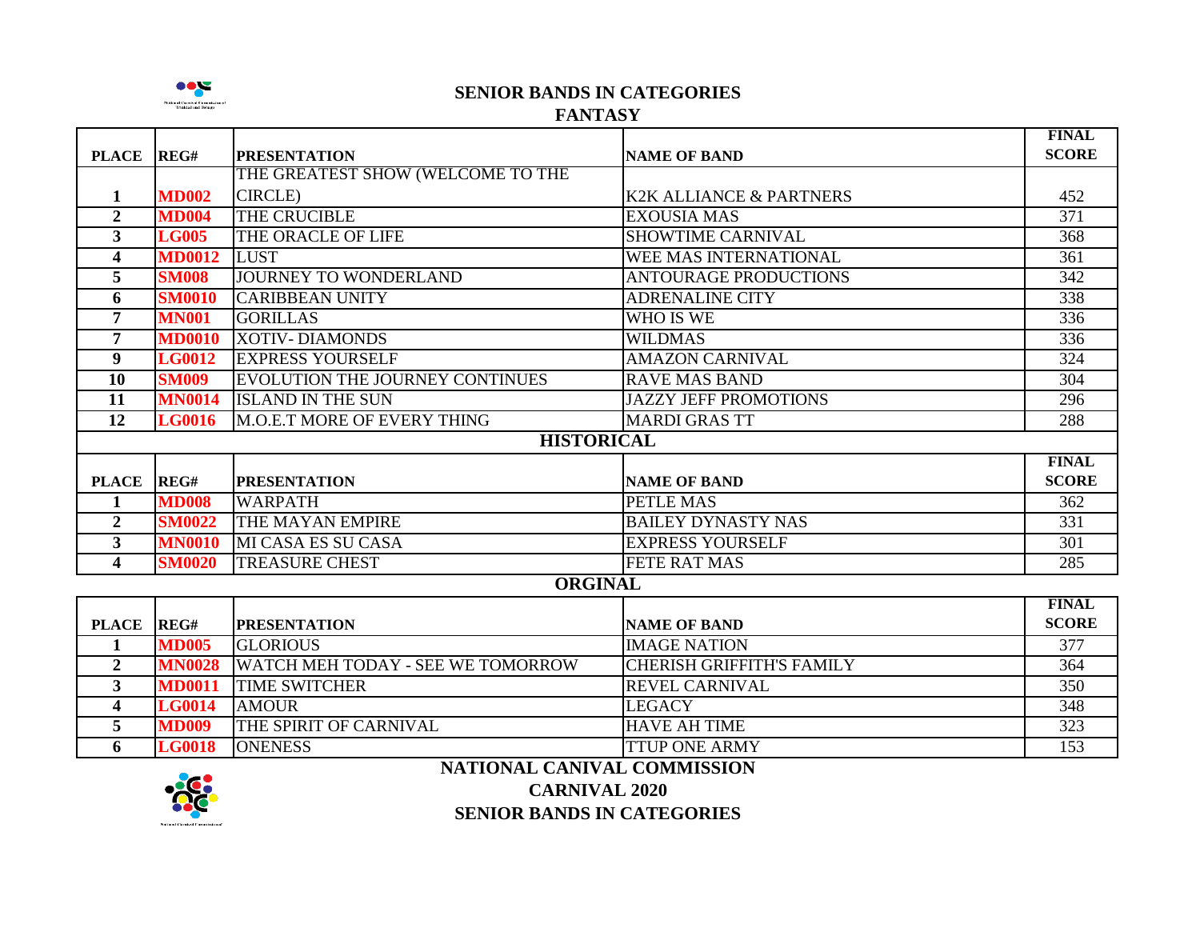## SENIOR BANDS IN CATEGORIES

### FANTASY

| PLACE | REG# | PRESENTATION | NAME OF BAND | FINAL SCORE |
|---|---|---|---|---|
| 1 | MD002 | THE GREATEST SHOW (WELCOME TO THE CIRCLE) | K2K ALLIANCE & PARTNERS | 452 |
| 2 | MD004 | THE CRUCIBLE | EXOUSIA MAS | 371 |
| 3 | LG005 | THE ORACLE OF LIFE | SHOWTIME CARNIVAL | 368 |
| 4 | MD0012 | LUST | WEE MAS INTERNATIONAL | 361 |
| 5 | SM008 | JOURNEY TO WONDERLAND | ANTOURAGE PRODUCTIONS | 342 |
| 6 | SM0010 | CARIBBEAN UNITY | ADRENALINE CITY | 338 |
| 7 | MN001 | GORILLAS | WHO IS WE | 336 |
| 7 | MD0010 | XOTIV- DIAMONDS | WILDMAS | 336 |
| 9 | LG0012 | EXPRESS YOURSELF | AMAZON CARNIVAL | 324 |
| 10 | SM009 | EVOLUTION THE JOURNEY CONTINUES | RAVE MAS BAND | 304 |
| 11 | MN0014 | ISLAND IN THE SUN | JAZZY JEFF PROMOTIONS | 296 |
| 12 | LG0016 | M.O.E.T MORE OF EVERY THING | MARDI GRAS TT | 288 |

### HISTORICAL

| PLACE | REG# | PRESENTATION | NAME OF BAND | FINAL SCORE |
|---|---|---|---|---|
| 1 | MD008 | WARPATH | PETLE MAS | 362 |
| 2 | SM0022 | THE MAYAN EMPIRE | BAILEY DYNASTY NAS | 331 |
| 3 | MN0010 | MI CASA ES SU CASA | EXPRESS YOURSELF | 301 |
| 4 | SM0020 | TREASURE CHEST | FETE RAT MAS | 285 |

### ORGINAL

| PLACE | REG# | PRESENTATION | NAME OF BAND | FINAL SCORE |
|---|---|---|---|---|
| 1 | MD005 | GLORIOUS | IMAGE NATION | 377 |
| 2 | MN0028 | WATCH MEH TODAY - SEE WE TOMORROW | CHERISH GRIFFITH'S FAMILY | 364 |
| 3 | MD0011 | TIME SWITCHER | REVEL CARNIVAL | 350 |
| 4 | LG0014 | AMOUR | LEGACY | 348 |
| 5 | MD009 | THE SPIRIT OF CARNIVAL | HAVE AH TIME | 323 |
| 6 | LG0018 | ONENESS | TTUP ONE ARMY | 153 |

**NATIONAL CANIVAL COMMISSION**

**CARNIVAL 2020**

**SENIOR BANDS IN CATEGORIES**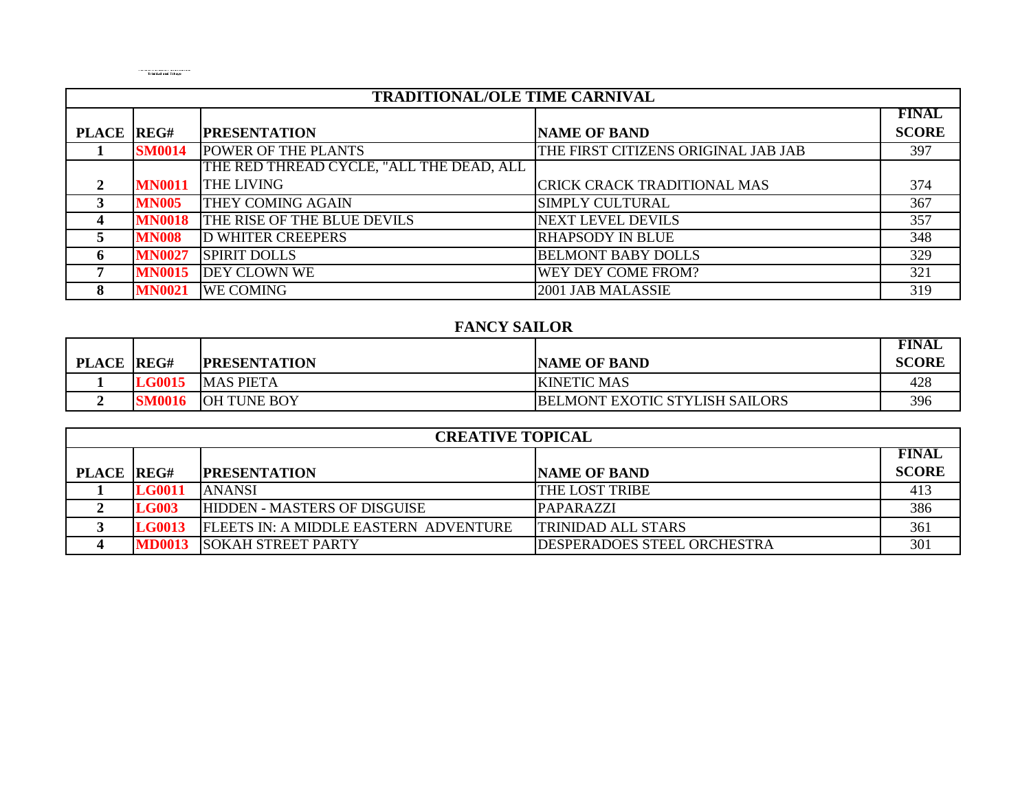## TRADITIONAL/OLE TIME CARNIVAL

| PLACE | REG# | PRESENTATION | NAME OF BAND | FINAL SCORE |
|---|---|---|---|---|
| 1 | SM0014 | POWER OF THE PLANTS | THE FIRST CITIZENS ORIGINAL JAB JAB | 397 |
| 2 | MN0011 | THE RED THREAD CYCLE, "ALL THE DEAD, ALL THE LIVING | CRICK CRACK TRADITIONAL MAS | 374 |
| 3 | MN005 | THEY COMING AGAIN | SIMPLY CULTURAL | 367 |
| 4 | MN0018 | THE RISE OF THE BLUE DEVILS | NEXT LEVEL DEVILS | 357 |
| 5 | MN008 | D WHITER CREEPERS | RHAPSODY IN BLUE | 348 |
| 6 | MN0027 | SPIRIT DOLLS | BELMONT BABY DOLLS | 329 |
| 7 | MN0015 | DEY CLOWN WE | WEY DEY COME FROM? | 321 |
| 8 | MN0021 | WE COMING | 2001 JAB MALASSIE | 319 |

## FANCY SAILOR

| PLACE | REG# | PRESENTATION | NAME OF BAND | FINAL SCORE |
|---|---|---|---|---|
| 1 | LG0015 | MAS PIETA | KINETIC MAS | 428 |
| 2 | SM0016 | OH TUNE BOY | BELMONT EXOTIC STYLISH SAILORS | 396 |

## CREATIVE TOPICAL

| PLACE | REG# | PRESENTATION | NAME OF BAND | FINAL SCORE |
|---|---|---|---|---|
| 1 | LG0011 | ANANSI | THE LOST TRIBE | 413 |
| 2 | LG003 | HIDDEN - MASTERS OF DISGUISE | PAPARAZZI | 386 |
| 3 | LG0013 | FLEETS IN: A MIDDLE EASTERN ADVENTURE | TRINIDAD ALL STARS | 361 |
| 4 | MD0013 | SOKAH STREET PARTY | DESPERADOES STEEL ORCHESTRA | 301 |